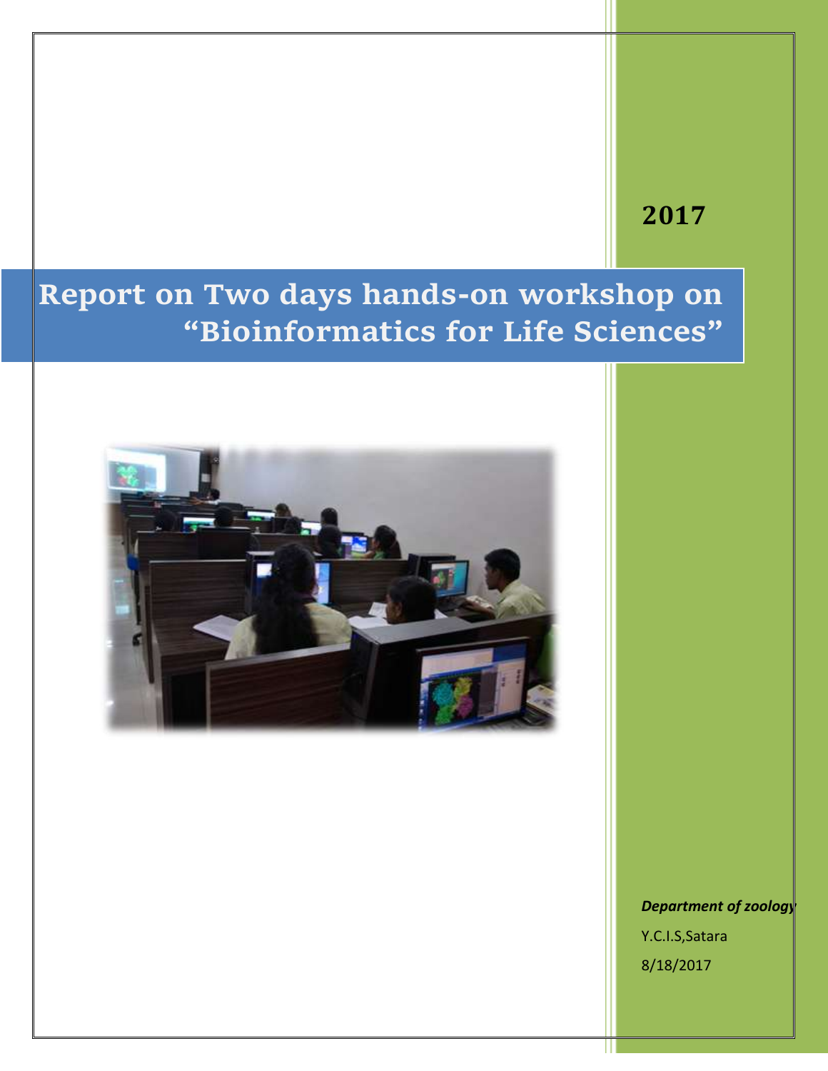2017

# Report on Two days hands-on workshop on "Bioinformatics for Life Sciences"

***Department of zoology***

Y.C.I.S,Satara

8/18/2017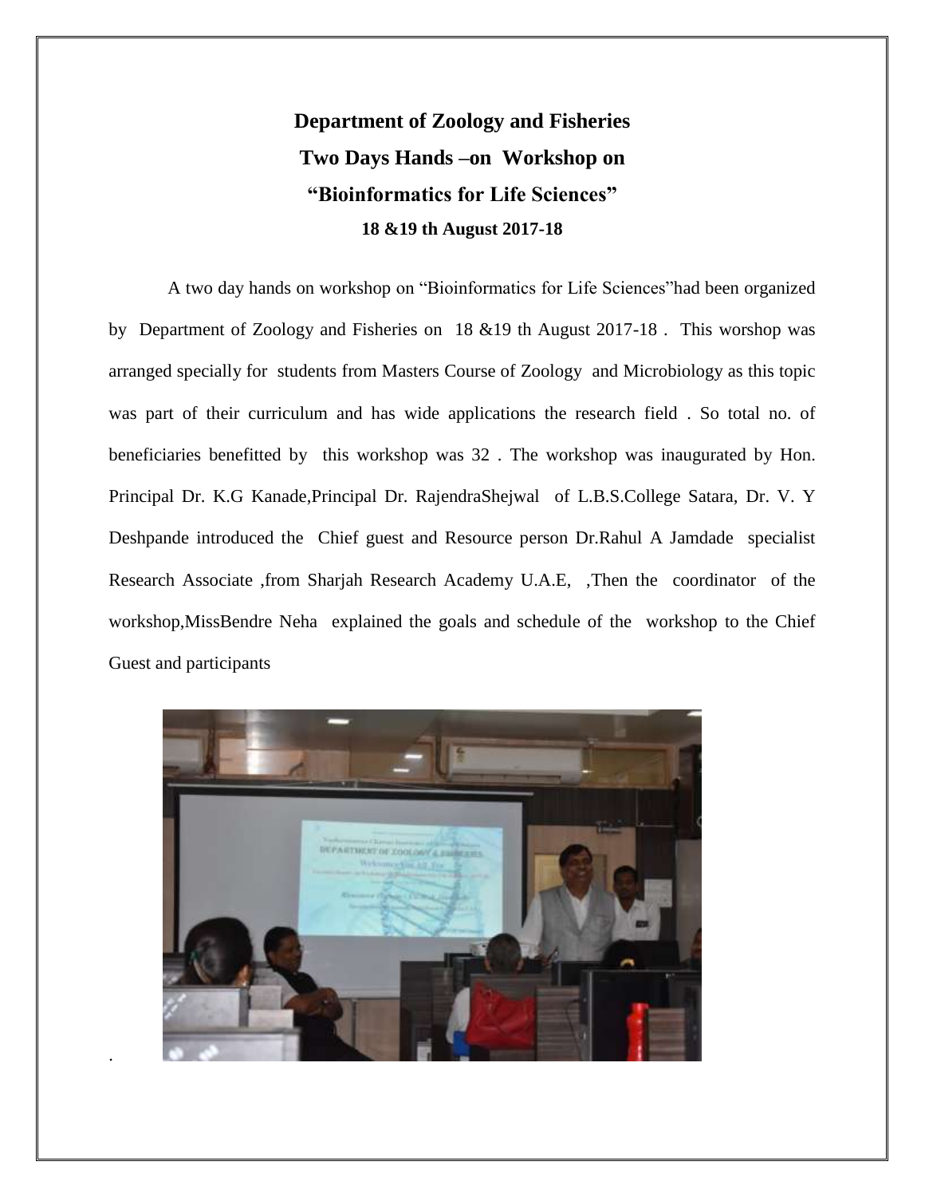**Department of Zoology and Fisheries**

**Two Days Hands –on Workshop on**

**"Bioinformatics for Life Sciences"**

**18 &19 th August 2017-18**

A two day hands on workshop on "Bioinformatics for Life Sciences"had been organized by Department of Zoology and Fisheries on 18 &19 th August 2017-18 . This worshop was arranged specially for students from Masters Course of Zoology and Microbiology as this topic was part of their curriculum and has wide applications the research field . So total no. of beneficiaries benefitted by this workshop was 32 . The workshop was inaugurated by Hon. Principal Dr. K.G Kanade,Principal Dr. RajendraShejwal of L.B.S.College Satara, Dr. V. Y Deshpande introduced the Chief guest and Resource person Dr.Rahul A Jamdade specialist Research Associate ,from Sharjah Research Academy U.A.E, ,Then the coordinator of the workshop,MissBendre Neha explained the goals and schedule of the workshop to the Chief Guest and participants

.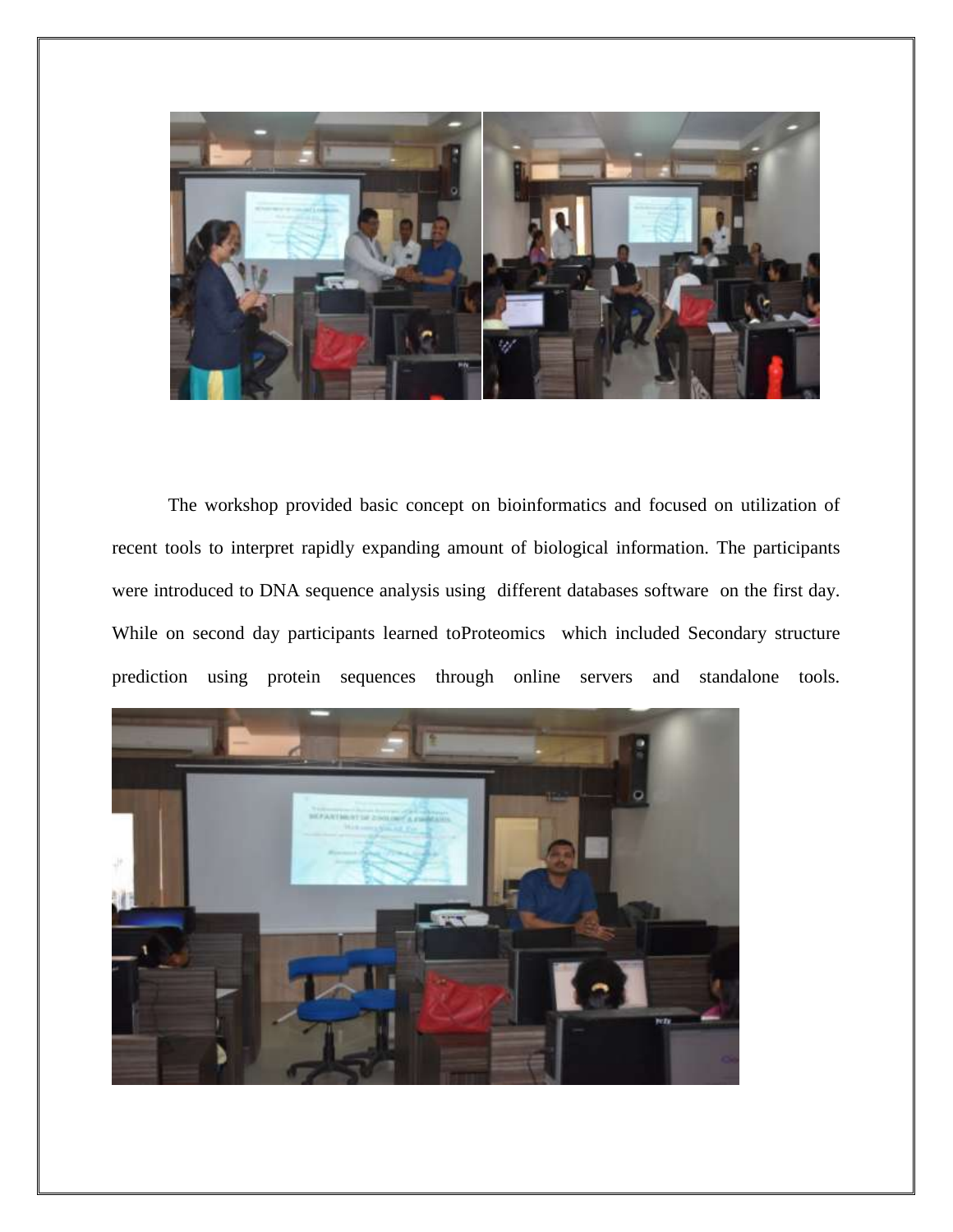The workshop provided basic concept on bioinformatics and focused on utilization of recent tools to interpret rapidly expanding amount of biological information. The participants were introduced to DNA sequence analysis using different databases software on the first day. While on second day participants learned toProteomics which included Secondary structure prediction using protein sequences through online servers and standalone tools.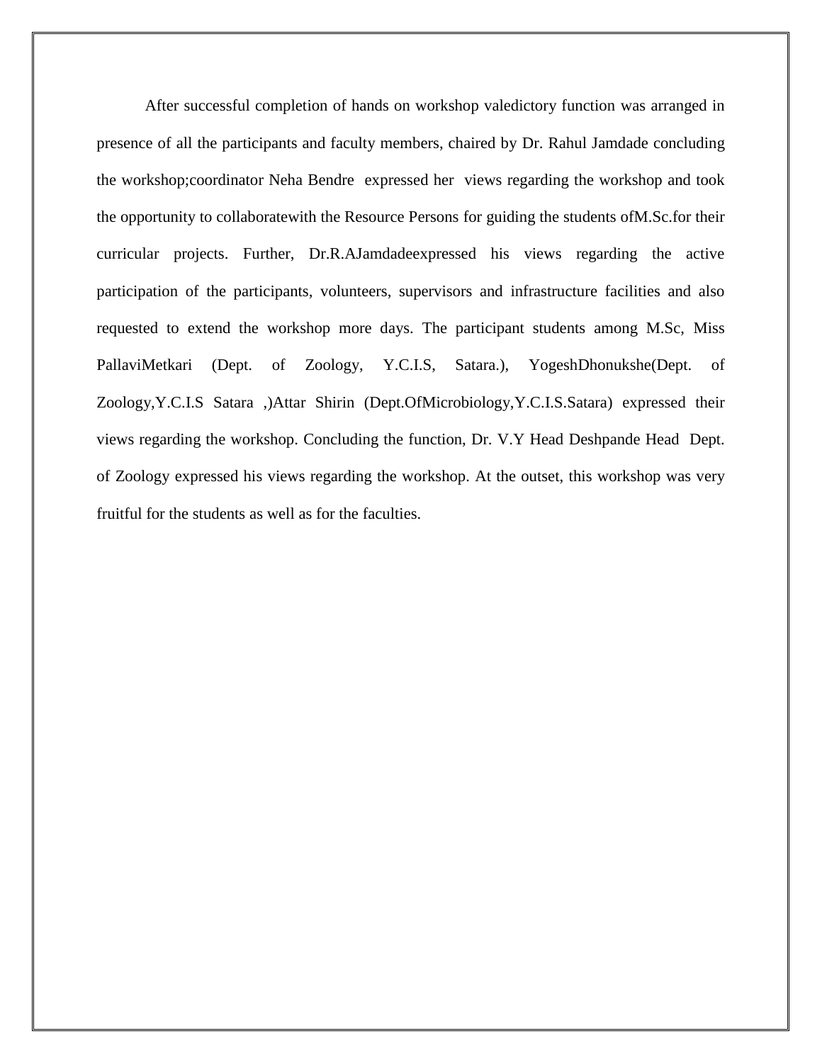After successful completion of hands on workshop valedictory function was arranged in presence of all the participants and faculty members, chaired by Dr. Rahul Jamdade concluding the workshop;coordinator Neha Bendre expressed her views regarding the workshop and took the opportunity to collaboratewith the Resource Persons for guiding the students ofM.Sc.for their curricular projects. Further, Dr.R.AJamdadeexpressed his views regarding the active participation of the participants, volunteers, supervisors and infrastructure facilities and also requested to extend the workshop more days. The participant students among M.Sc, Miss PallaviMetkari (Dept. of Zoology, Y.C.I.S, Satara.), YogeshDhonukshe(Dept. of Zoology,Y.C.I.S Satara ,)Attar Shirin (Dept.OfMicrobiology,Y.C.I.S.Satara) expressed their views regarding the workshop. Concluding the function, Dr. V.Y Head Deshpande Head Dept. of Zoology expressed his views regarding the workshop. At the outset, this workshop was very fruitful for the students as well as for the faculties.